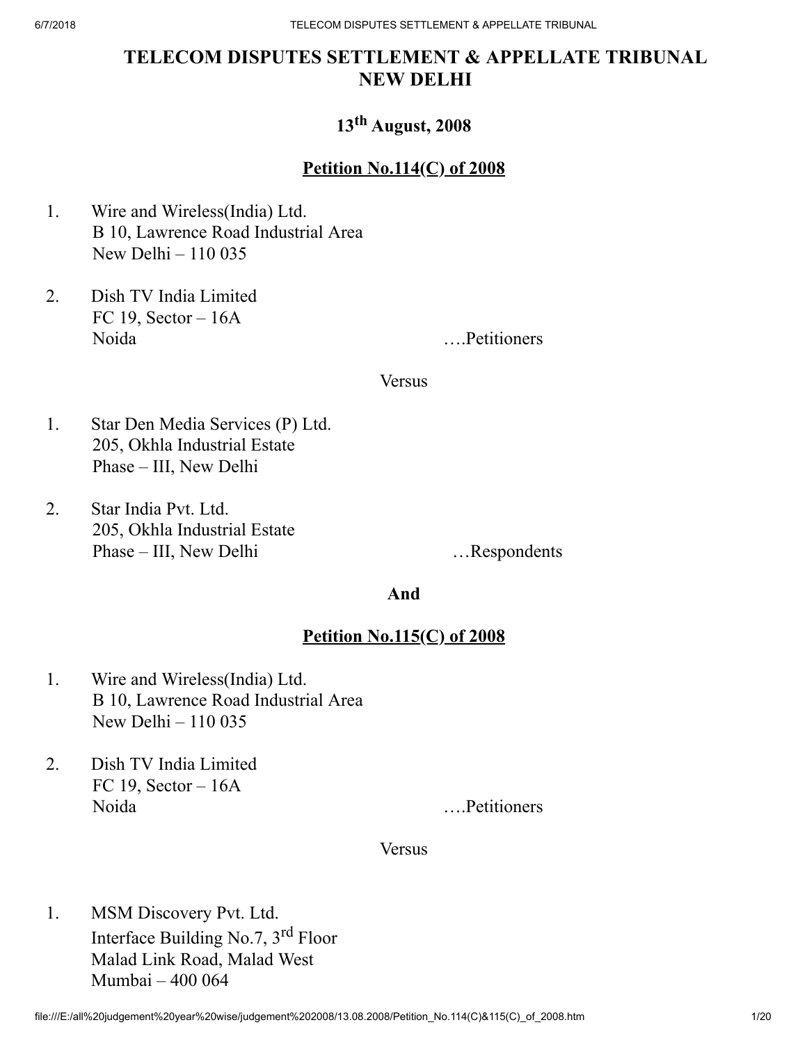# TELECOM DISPUTES SETTLEMENT & APPELLATE TRIBUNAL NEW DELHI

**13th August, 2008**

**Petition No.114(C) of 2008**

1. Wire and Wireless(India) Ltd.
   B 10, Lawrence Road Industrial Area
   New Delhi – 110 035

2. Dish TV India Limited
   FC 19, Sector – 16A
   Noida ….Petitioners

Versus

1. Star Den Media Services (P) Ltd.
   205, Okhla Industrial Estate
   Phase – III, New Delhi

2. Star India Pvt. Ltd.
   205, Okhla Industrial Estate
   Phase – III, New Delhi …Respondents

**And**

**Petition No.115(C) of 2008**

1. Wire and Wireless(India) Ltd.
   B 10, Lawrence Road Industrial Area
   New Delhi – 110 035

2. Dish TV India Limited
   FC 19, Sector – 16A
   Noida ….Petitioners

Versus

1. MSM Discovery Pvt. Ltd.
   Interface Building No.7, 3rd Floor
   Malad Link Road, Malad West
   Mumbai – 400 064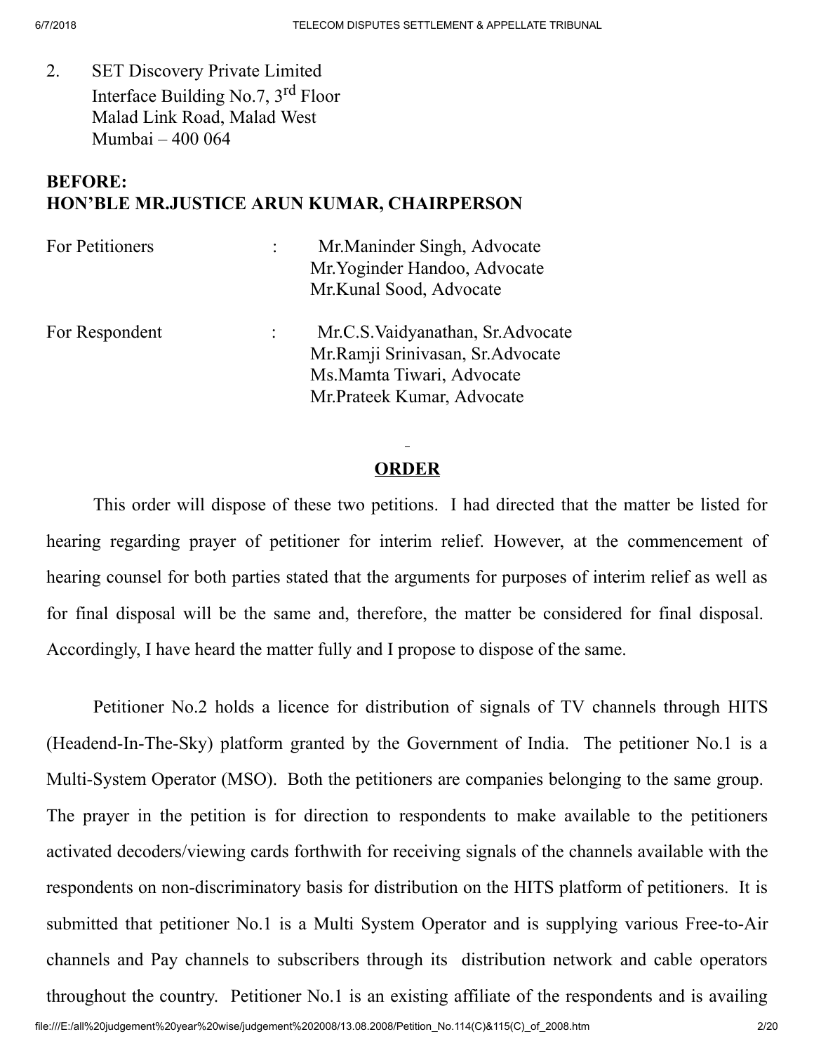2. SET Discovery Private Limited
   Interface Building No.7, 3rd Floor
   Malad Link Road, Malad West
   Mumbai – 400 064

**BEFORE:**
**HON'BLE MR.JUSTICE ARUN KUMAR, CHAIRPERSON**

| | | |
|---|---|---|
| For Petitioners | : | Mr.Maninder Singh, Advocate<br>Mr.Yoginder Handoo, Advocate<br>Mr.Kunal Sood, Advocate |
| For Respondent | : | Mr.C.S.Vaidyanathan, Sr.Advocate<br>Mr.Ramji Srinivasan, Sr.Advocate<br>Ms.Mamta Tiwari, Advocate<br>Mr.Prateek Kumar, Advocate |

## ORDER

This order will dispose of these two petitions. I had directed that the matter be listed for hearing regarding prayer of petitioner for interim relief. However, at the commencement of hearing counsel for both parties stated that the arguments for purposes of interim relief as well as for final disposal will be the same and, therefore, the matter be considered for final disposal. Accordingly, I have heard the matter fully and I propose to dispose of the same.

Petitioner No.2 holds a licence for distribution of signals of TV channels through HITS (Headend-In-The-Sky) platform granted by the Government of India. The petitioner No.1 is a Multi-System Operator (MSO). Both the petitioners are companies belonging to the same group. The prayer in the petition is for direction to respondents to make available to the petitioners activated decoders/viewing cards forthwith for receiving signals of the channels available with the respondents on non-discriminatory basis for distribution on the HITS platform of petitioners. It is submitted that petitioner No.1 is a Multi System Operator and is supplying various Free-to-Air channels and Pay channels to subscribers through its distribution network and cable operators throughout the country. Petitioner No.1 is an existing affiliate of the respondents and is availing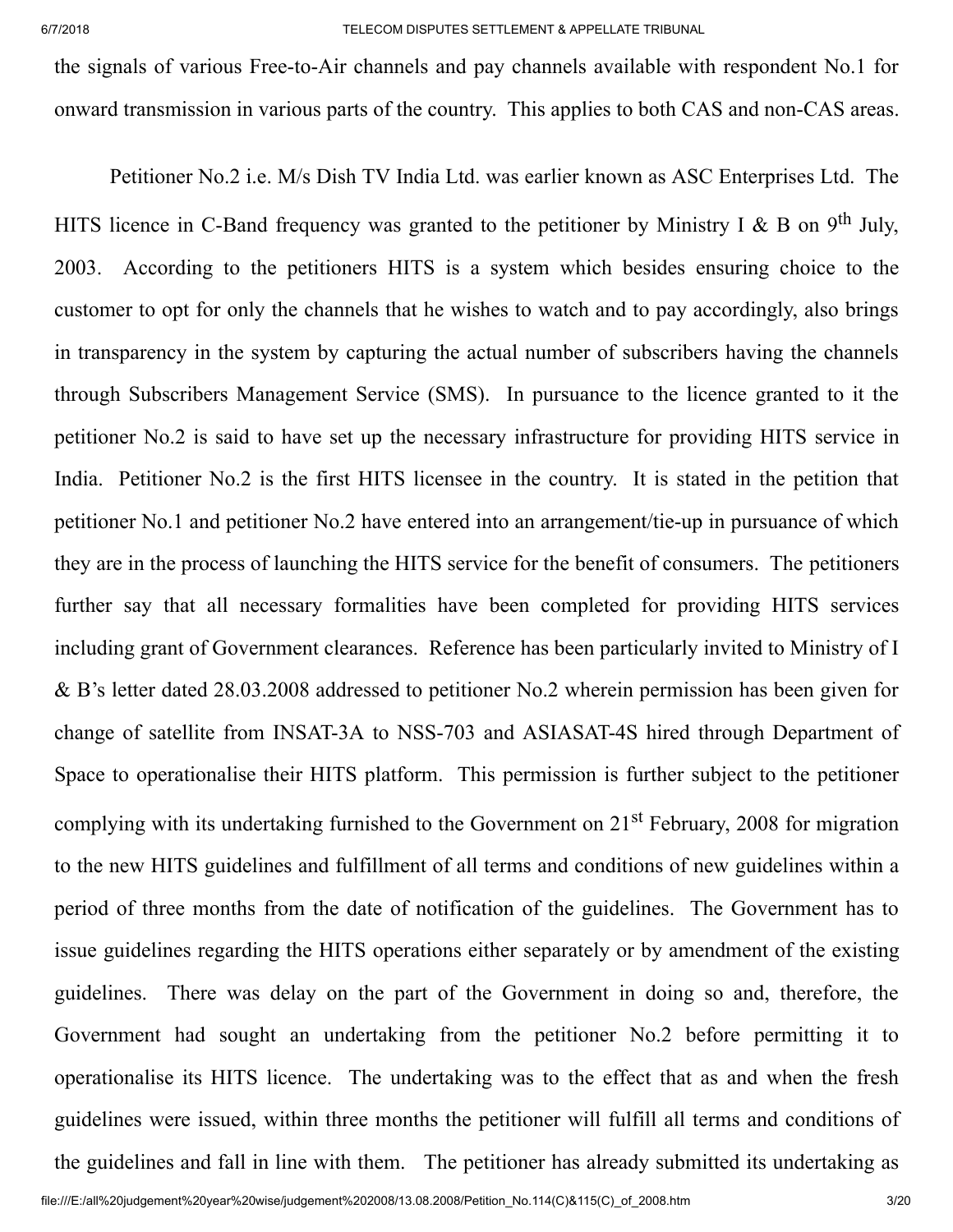the signals of various Free-to-Air channels and pay channels available with respondent No.1 for onward transmission in various parts of the country. This applies to both CAS and non-CAS areas.

Petitioner No.2 i.e. M/s Dish TV India Ltd. was earlier known as ASC Enterprises Ltd. The HITS licence in C-Band frequency was granted to the petitioner by Ministry I & B on 9th July, 2003. According to the petitioners HITS is a system which besides ensuring choice to the customer to opt for only the channels that he wishes to watch and to pay accordingly, also brings in transparency in the system by capturing the actual number of subscribers having the channels through Subscribers Management Service (SMS). In pursuance to the licence granted to it the petitioner No.2 is said to have set up the necessary infrastructure for providing HITS service in India. Petitioner No.2 is the first HITS licensee in the country. It is stated in the petition that petitioner No.1 and petitioner No.2 have entered into an arrangement/tie-up in pursuance of which they are in the process of launching the HITS service for the benefit of consumers. The petitioners further say that all necessary formalities have been completed for providing HITS services including grant of Government clearances. Reference has been particularly invited to Ministry of I & B's letter dated 28.03.2008 addressed to petitioner No.2 wherein permission has been given for change of satellite from INSAT-3A to NSS-703 and ASIASAT-4S hired through Department of Space to operationalise their HITS platform. This permission is further subject to the petitioner complying with its undertaking furnished to the Government on 21st February, 2008 for migration to the new HITS guidelines and fulfillment of all terms and conditions of new guidelines within a period of three months from the date of notification of the guidelines. The Government has to issue guidelines regarding the HITS operations either separately or by amendment of the existing guidelines. There was delay on the part of the Government in doing so and, therefore, the Government had sought an undertaking from the petitioner No.2 before permitting it to operationalise its HITS licence. The undertaking was to the effect that as and when the fresh guidelines were issued, within three months the petitioner will fulfill all terms and conditions of the guidelines and fall in line with them. The petitioner has already submitted its undertaking as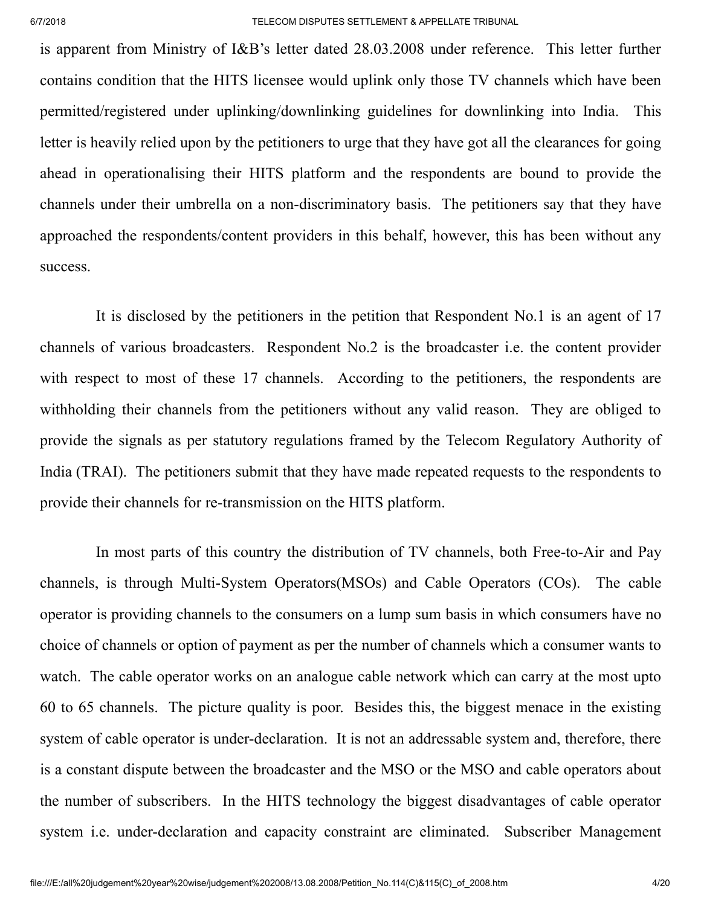is apparent from Ministry of I&B's letter dated 28.03.2008 under reference. This letter further contains condition that the HITS licensee would uplink only those TV channels which have been permitted/registered under uplinking/downlinking guidelines for downlinking into India. This letter is heavily relied upon by the petitioners to urge that they have got all the clearances for going ahead in operationalising their HITS platform and the respondents are bound to provide the channels under their umbrella on a non-discriminatory basis. The petitioners say that they have approached the respondents/content providers in this behalf, however, this has been without any success.

It is disclosed by the petitioners in the petition that Respondent No.1 is an agent of 17 channels of various broadcasters. Respondent No.2 is the broadcaster i.e. the content provider with respect to most of these 17 channels. According to the petitioners, the respondents are withholding their channels from the petitioners without any valid reason. They are obliged to provide the signals as per statutory regulations framed by the Telecom Regulatory Authority of India (TRAI). The petitioners submit that they have made repeated requests to the respondents to provide their channels for re-transmission on the HITS platform.

In most parts of this country the distribution of TV channels, both Free-to-Air and Pay channels, is through Multi-System Operators(MSOs) and Cable Operators (COs). The cable operator is providing channels to the consumers on a lump sum basis in which consumers have no choice of channels or option of payment as per the number of channels which a consumer wants to watch. The cable operator works on an analogue cable network which can carry at the most upto 60 to 65 channels. The picture quality is poor. Besides this, the biggest menace in the existing system of cable operator is under-declaration. It is not an addressable system and, therefore, there is a constant dispute between the broadcaster and the MSO or the MSO and cable operators about the number of subscribers. In the HITS technology the biggest disadvantages of cable operator system i.e. under-declaration and capacity constraint are eliminated. Subscriber Management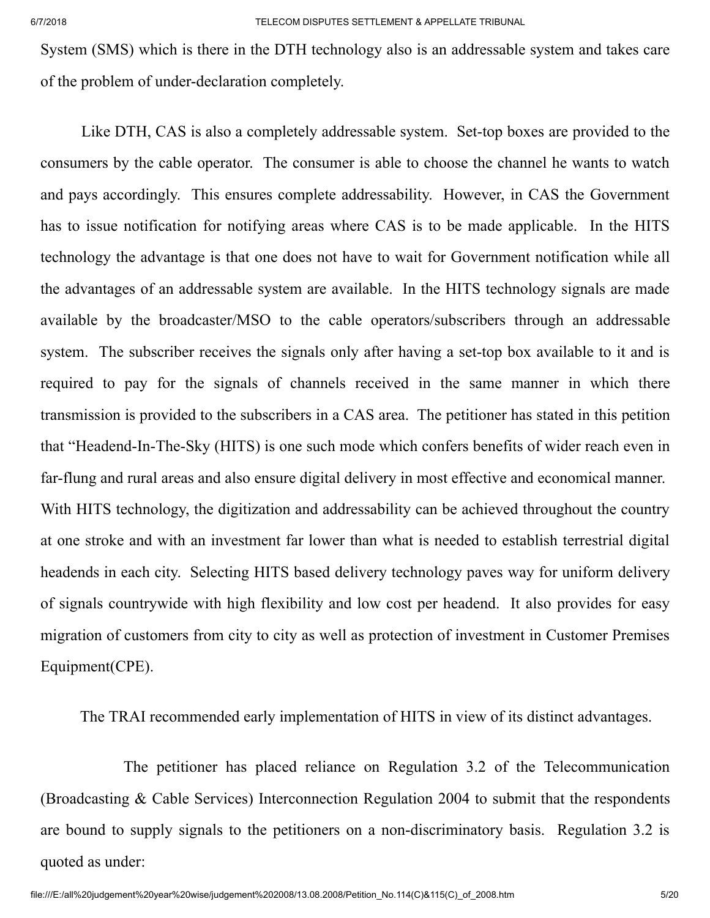System (SMS) which is there in the DTH technology also is an addressable system and takes care of the problem of under-declaration completely.

Like DTH, CAS is also a completely addressable system. Set-top boxes are provided to the consumers by the cable operator. The consumer is able to choose the channel he wants to watch and pays accordingly. This ensures complete addressability. However, in CAS the Government has to issue notification for notifying areas where CAS is to be made applicable. In the HITS technology the advantage is that one does not have to wait for Government notification while all the advantages of an addressable system are available. In the HITS technology signals are made available by the broadcaster/MSO to the cable operators/subscribers through an addressable system. The subscriber receives the signals only after having a set-top box available to it and is required to pay for the signals of channels received in the same manner in which there transmission is provided to the subscribers in a CAS area. The petitioner has stated in this petition that "Headend-In-The-Sky (HITS) is one such mode which confers benefits of wider reach even in far-flung and rural areas and also ensure digital delivery in most effective and economical manner. With HITS technology, the digitization and addressability can be achieved throughout the country at one stroke and with an investment far lower than what is needed to establish terrestrial digital headends in each city. Selecting HITS based delivery technology paves way for uniform delivery of signals countrywide with high flexibility and low cost per headend. It also provides for easy migration of customers from city to city as well as protection of investment in Customer Premises Equipment(CPE).

The TRAI recommended early implementation of HITS in view of its distinct advantages.

The petitioner has placed reliance on Regulation 3.2 of the Telecommunication (Broadcasting & Cable Services) Interconnection Regulation 2004 to submit that the respondents are bound to supply signals to the petitioners on a non-discriminatory basis. Regulation 3.2 is quoted as under: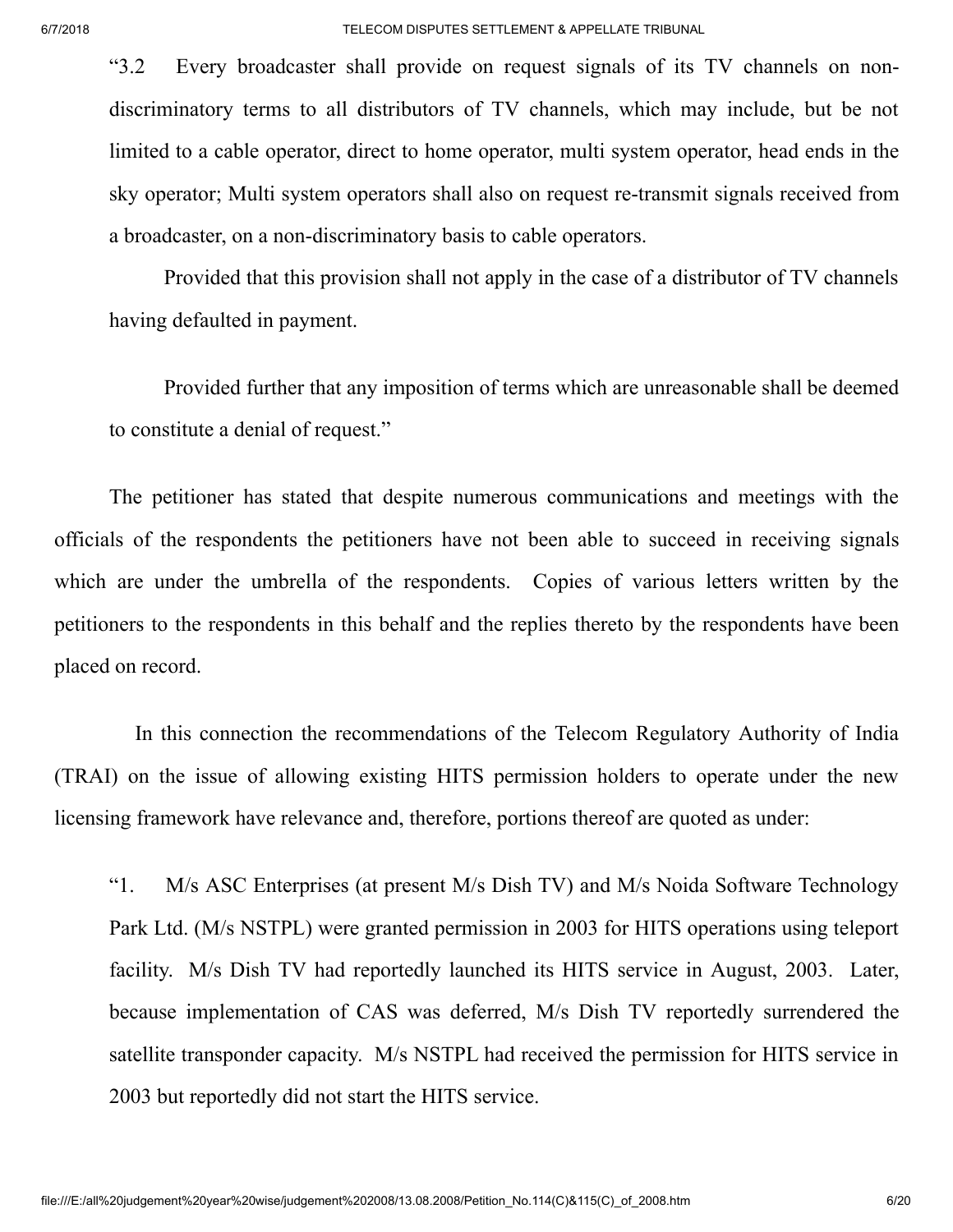> "3.2 Every broadcaster shall provide on request signals of its TV channels on non-discriminatory terms to all distributors of TV channels, which may include, but be not limited to a cable operator, direct to home operator, multi system operator, head ends in the sky operator; Multi system operators shall also on request re-transmit signals received from a broadcaster, on a non-discriminatory basis to cable operators.
>
> Provided that this provision shall not apply in the case of a distributor of TV channels having defaulted in payment.
>
> Provided further that any imposition of terms which are unreasonable shall be deemed to constitute a denial of request."

The petitioner has stated that despite numerous communications and meetings with the officials of the respondents the petitioners have not been able to succeed in receiving signals which are under the umbrella of the respondents. Copies of various letters written by the petitioners to the respondents in this behalf and the replies thereto by the respondents have been placed on record.

In this connection the recommendations of the Telecom Regulatory Authority of India (TRAI) on the issue of allowing existing HITS permission holders to operate under the new licensing framework have relevance and, therefore, portions thereof are quoted as under:

> "1. M/s ASC Enterprises (at present M/s Dish TV) and M/s Noida Software Technology Park Ltd. (M/s NSTPL) were granted permission in 2003 for HITS operations using teleport facility. M/s Dish TV had reportedly launched its HITS service in August, 2003. Later, because implementation of CAS was deferred, M/s Dish TV reportedly surrendered the satellite transponder capacity. M/s NSTPL had received the permission for HITS service in 2003 but reportedly did not start the HITS service.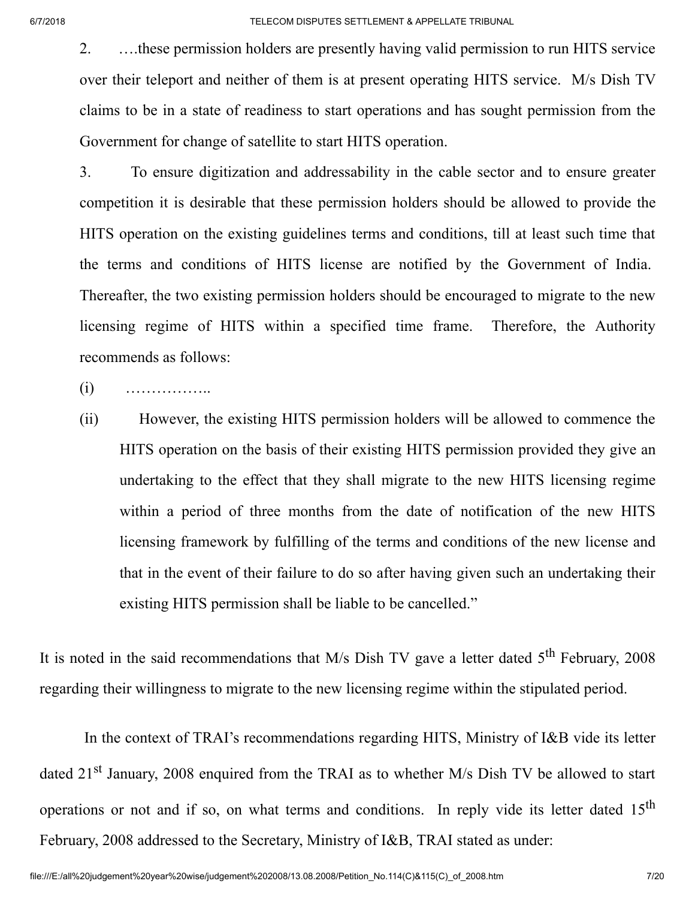2. ….these permission holders are presently having valid permission to run HITS service over their teleport and neither of them is at present operating HITS service. M/s Dish TV claims to be in a state of readiness to start operations and has sought permission from the Government for change of satellite to start HITS operation.

3. To ensure digitization and addressability in the cable sector and to ensure greater competition it is desirable that these permission holders should be allowed to provide the HITS operation on the existing guidelines terms and conditions, till at least such time that the terms and conditions of HITS license are notified by the Government of India. Thereafter, the two existing permission holders should be encouraged to migrate to the new licensing regime of HITS within a specified time frame. Therefore, the Authority recommends as follows:

(i) ……………..

(ii) However, the existing HITS permission holders will be allowed to commence the HITS operation on the basis of their existing HITS permission provided they give an undertaking to the effect that they shall migrate to the new HITS licensing regime within a period of three months from the date of notification of the new HITS licensing framework by fulfilling of the terms and conditions of the new license and that in the event of their failure to do so after having given such an undertaking their existing HITS permission shall be liable to be cancelled."

It is noted in the said recommendations that M/s Dish TV gave a letter dated 5th February, 2008 regarding their willingness to migrate to the new licensing regime within the stipulated period.

In the context of TRAI's recommendations regarding HITS, Ministry of I&B vide its letter dated 21st January, 2008 enquired from the TRAI as to whether M/s Dish TV be allowed to start operations or not and if so, on what terms and conditions. In reply vide its letter dated 15th February, 2008 addressed to the Secretary, Ministry of I&B, TRAI stated as under: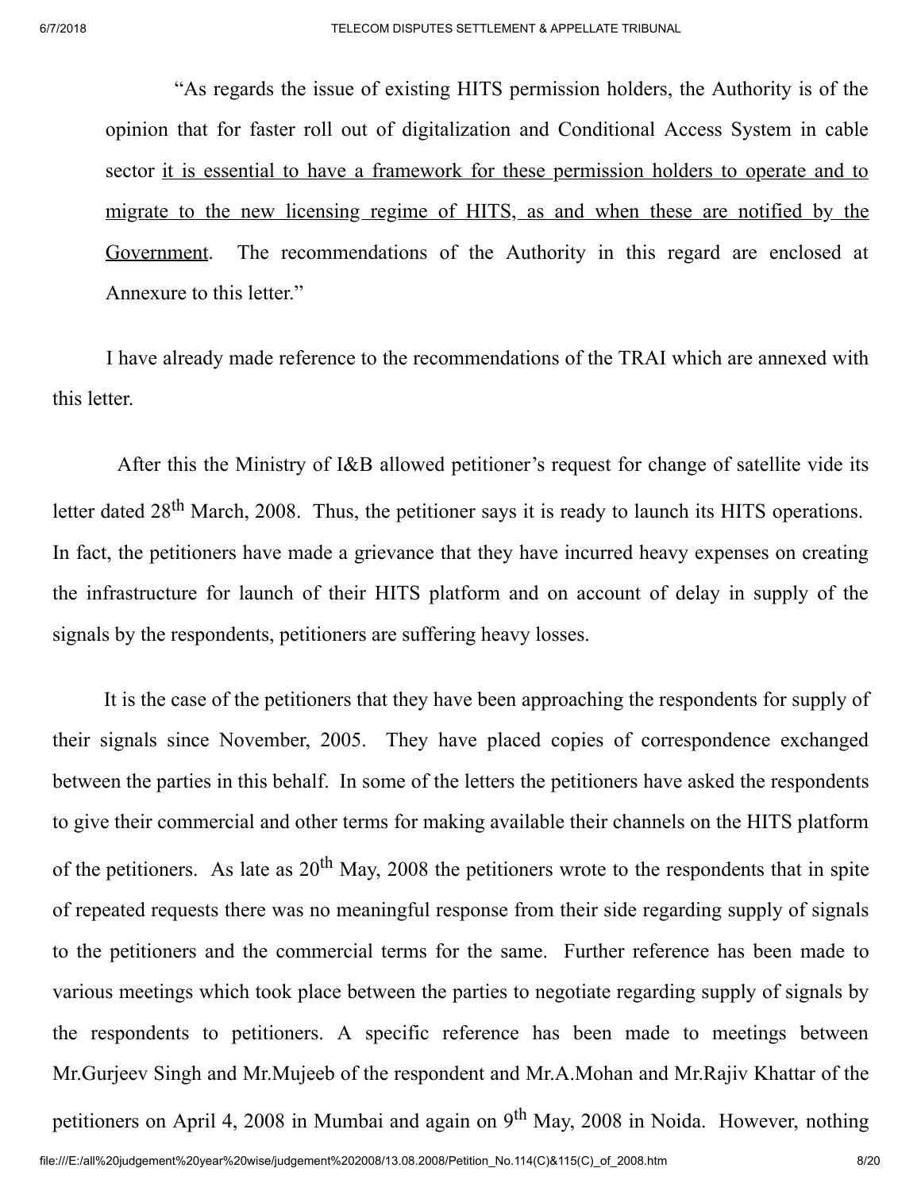"As regards the issue of existing HITS permission holders, the Authority is of the opinion that for faster roll out of digitalization and Conditional Access System in cable sector it is essential to have a framework for these permission holders to operate and to migrate to the new licensing regime of HITS, as and when these are notified by the Government. The recommendations of the Authority in this regard are enclosed at Annexure to this letter."

I have already made reference to the recommendations of the TRAI which are annexed with this letter.

After this the Ministry of I&B allowed petitioner's request for change of satellite vide its letter dated 28th March, 2008. Thus, the petitioner says it is ready to launch its HITS operations. In fact, the petitioners have made a grievance that they have incurred heavy expenses on creating the infrastructure for launch of their HITS platform and on account of delay in supply of the signals by the respondents, petitioners are suffering heavy losses.

It is the case of the petitioners that they have been approaching the respondents for supply of their signals since November, 2005. They have placed copies of correspondence exchanged between the parties in this behalf. In some of the letters the petitioners have asked the respondents to give their commercial and other terms for making available their channels on the HITS platform of the petitioners. As late as 20th May, 2008 the petitioners wrote to the respondents that in spite of repeated requests there was no meaningful response from their side regarding supply of signals to the petitioners and the commercial terms for the same. Further reference has been made to various meetings which took place between the parties to negotiate regarding supply of signals by the respondents to petitioners. A specific reference has been made to meetings between Mr.Gurjeev Singh and Mr.Mujeeb of the respondent and Mr.A.Mohan and Mr.Rajiv Khattar of the petitioners on April 4, 2008 in Mumbai and again on 9th May, 2008 in Noida. However, nothing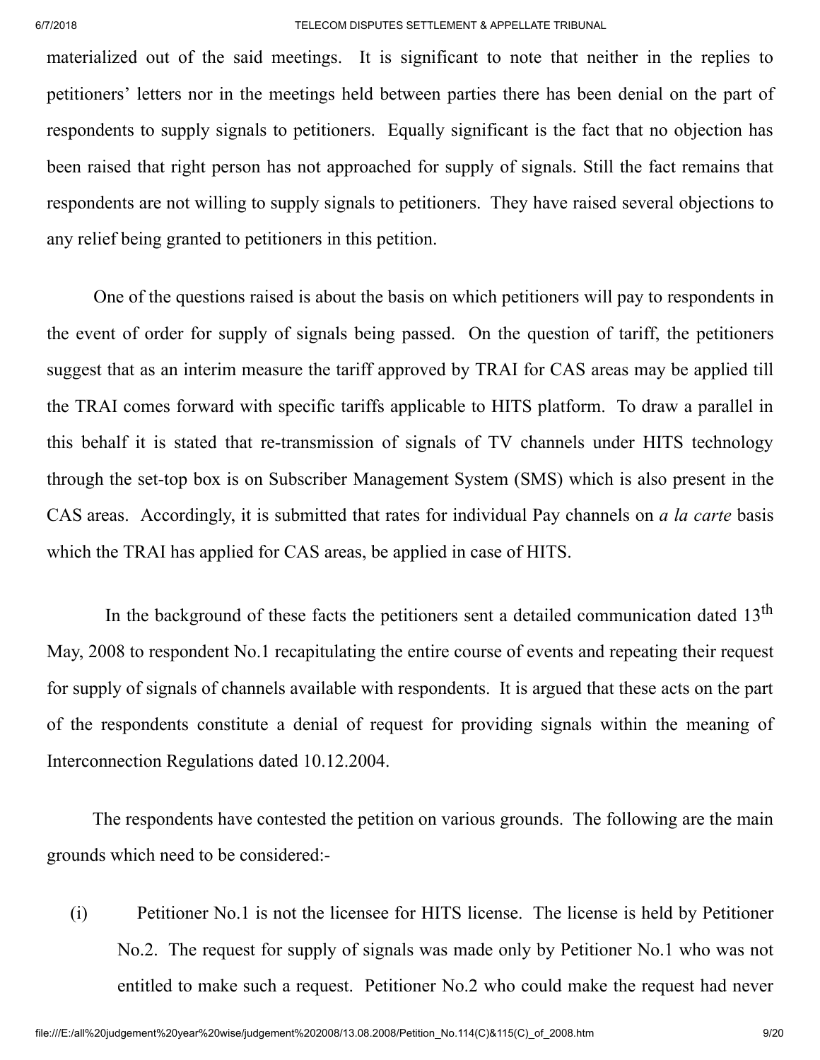materialized out of the said meetings. It is significant to note that neither in the replies to petitioners' letters nor in the meetings held between parties there has been denial on the part of respondents to supply signals to petitioners. Equally significant is the fact that no objection has been raised that right person has not approached for supply of signals. Still the fact remains that respondents are not willing to supply signals to petitioners. They have raised several objections to any relief being granted to petitioners in this petition.

One of the questions raised is about the basis on which petitioners will pay to respondents in the event of order for supply of signals being passed. On the question of tariff, the petitioners suggest that as an interim measure the tariff approved by TRAI for CAS areas may be applied till the TRAI comes forward with specific tariffs applicable to HITS platform. To draw a parallel in this behalf it is stated that re-transmission of signals of TV channels under HITS technology through the set-top box is on Subscriber Management System (SMS) which is also present in the CAS areas. Accordingly, it is submitted that rates for individual Pay channels on *a la carte* basis which the TRAI has applied for CAS areas, be applied in case of HITS.

In the background of these facts the petitioners sent a detailed communication dated 13th May, 2008 to respondent No.1 recapitulating the entire course of events and repeating their request for supply of signals of channels available with respondents. It is argued that these acts on the part of the respondents constitute a denial of request for providing signals within the meaning of Interconnection Regulations dated 10.12.2004.

The respondents have contested the petition on various grounds. The following are the main grounds which need to be considered:-

(i) Petitioner No.1 is not the licensee for HITS license. The license is held by Petitioner No.2. The request for supply of signals was made only by Petitioner No.1 who was not entitled to make such a request. Petitioner No.2 who could make the request had never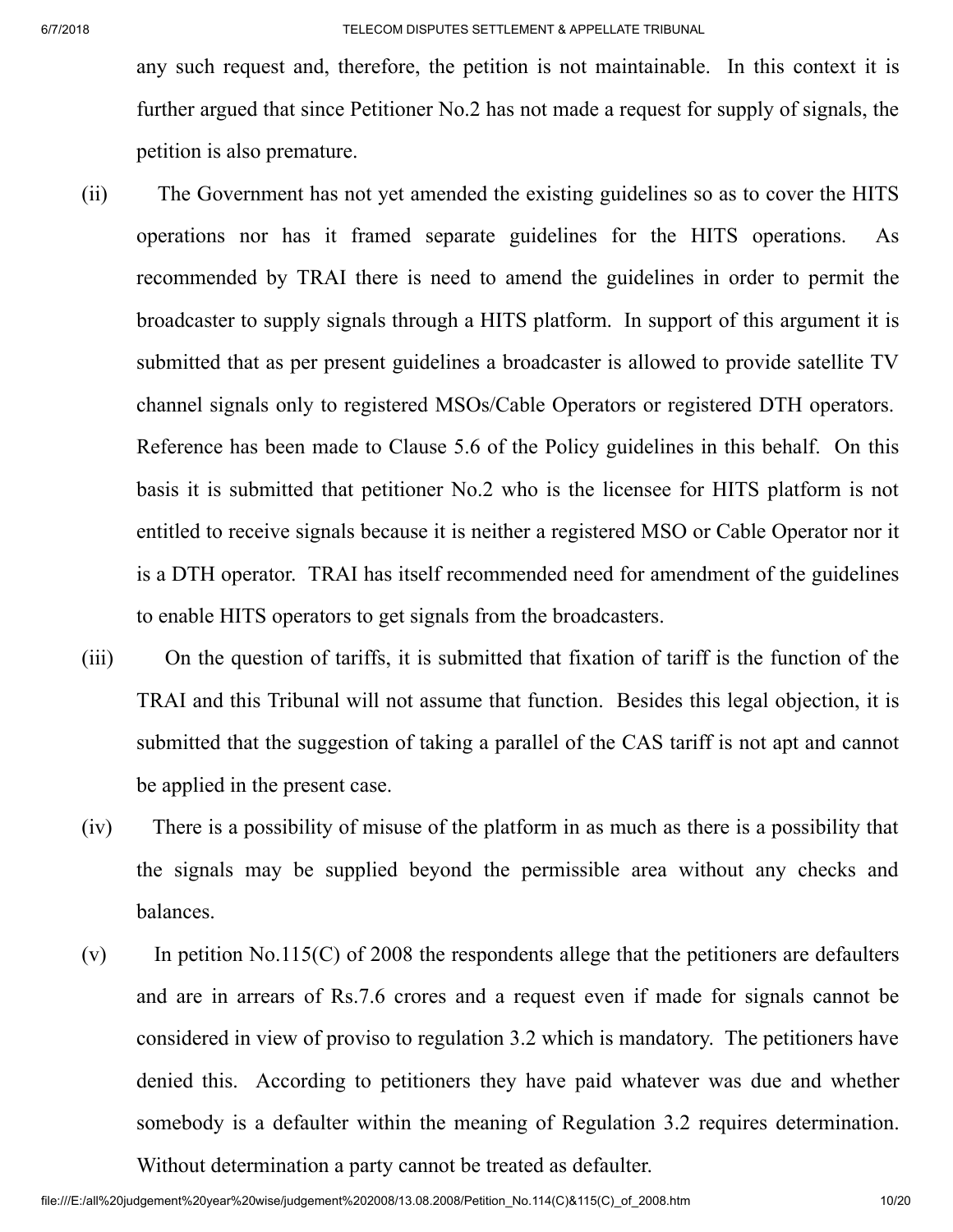any such request and, therefore, the petition is not maintainable. In this context it is further argued that since Petitioner No.2 has not made a request for supply of signals, the petition is also premature.

(ii) The Government has not yet amended the existing guidelines so as to cover the HITS operations nor has it framed separate guidelines for the HITS operations. As recommended by TRAI there is need to amend the guidelines in order to permit the broadcaster to supply signals through a HITS platform. In support of this argument it is submitted that as per present guidelines a broadcaster is allowed to provide satellite TV channel signals only to registered MSOs/Cable Operators or registered DTH operators. Reference has been made to Clause 5.6 of the Policy guidelines in this behalf. On this basis it is submitted that petitioner No.2 who is the licensee for HITS platform is not entitled to receive signals because it is neither a registered MSO or Cable Operator nor it is a DTH operator. TRAI has itself recommended need for amendment of the guidelines to enable HITS operators to get signals from the broadcasters.

(iii) On the question of tariffs, it is submitted that fixation of tariff is the function of the TRAI and this Tribunal will not assume that function. Besides this legal objection, it is submitted that the suggestion of taking a parallel of the CAS tariff is not apt and cannot be applied in the present case.

(iv) There is a possibility of misuse of the platform in as much as there is a possibility that the signals may be supplied beyond the permissible area without any checks and balances.

(v) In petition No.115(C) of 2008 the respondents allege that the petitioners are defaulters and are in arrears of Rs.7.6 crores and a request even if made for signals cannot be considered in view of proviso to regulation 3.2 which is mandatory. The petitioners have denied this. According to petitioners they have paid whatever was due and whether somebody is a defaulter within the meaning of Regulation 3.2 requires determination. Without determination a party cannot be treated as defaulter.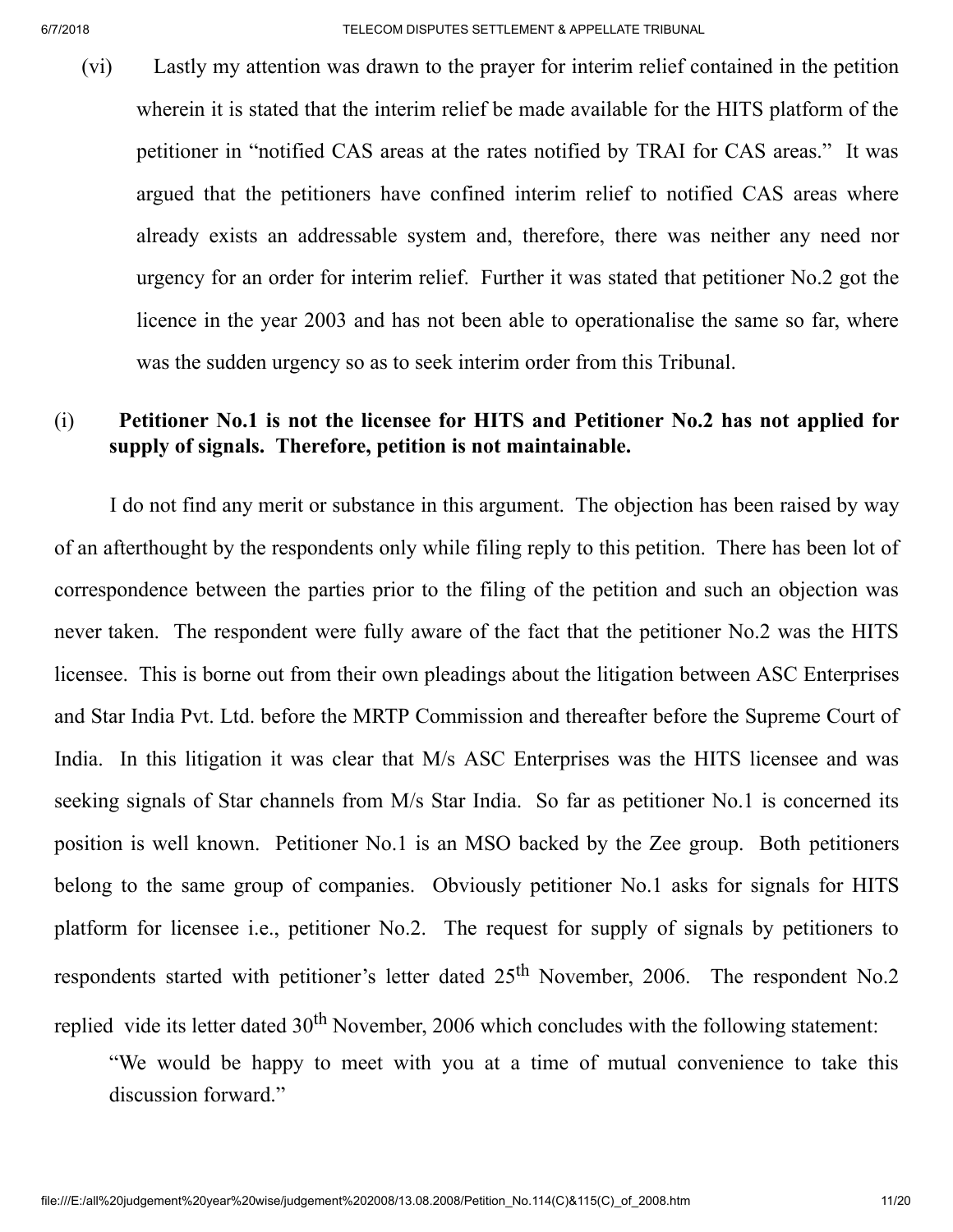(vi) Lastly my attention was drawn to the prayer for interim relief contained in the petition wherein it is stated that the interim relief be made available for the HITS platform of the petitioner in "notified CAS areas at the rates notified by TRAI for CAS areas." It was argued that the petitioners have confined interim relief to notified CAS areas where already exists an addressable system and, therefore, there was neither any need nor urgency for an order for interim relief. Further it was stated that petitioner No.2 got the licence in the year 2003 and has not been able to operationalise the same so far, where was the sudden urgency so as to seek interim order from this Tribunal.

(i) **Petitioner No.1 is not the licensee for HITS and Petitioner No.2 has not applied for supply of signals. Therefore, petition is not maintainable.**

I do not find any merit or substance in this argument. The objection has been raised by way of an afterthought by the respondents only while filing reply to this petition. There has been lot of correspondence between the parties prior to the filing of the petition and such an objection was never taken. The respondent were fully aware of the fact that the petitioner No.2 was the HITS licensee. This is borne out from their own pleadings about the litigation between ASC Enterprises and Star India Pvt. Ltd. before the MRTP Commission and thereafter before the Supreme Court of India. In this litigation it was clear that M/s ASC Enterprises was the HITS licensee and was seeking signals of Star channels from M/s Star India. So far as petitioner No.1 is concerned its position is well known. Petitioner No.1 is an MSO backed by the Zee group. Both petitioners belong to the same group of companies. Obviously petitioner No.1 asks for signals for HITS platform for licensee i.e., petitioner No.2. The request for supply of signals by petitioners to respondents started with petitioner's letter dated 25th November, 2006. The respondent No.2 replied vide its letter dated 30th November, 2006 which concludes with the following statement:

> "We would be happy to meet with you at a time of mutual convenience to take this discussion forward."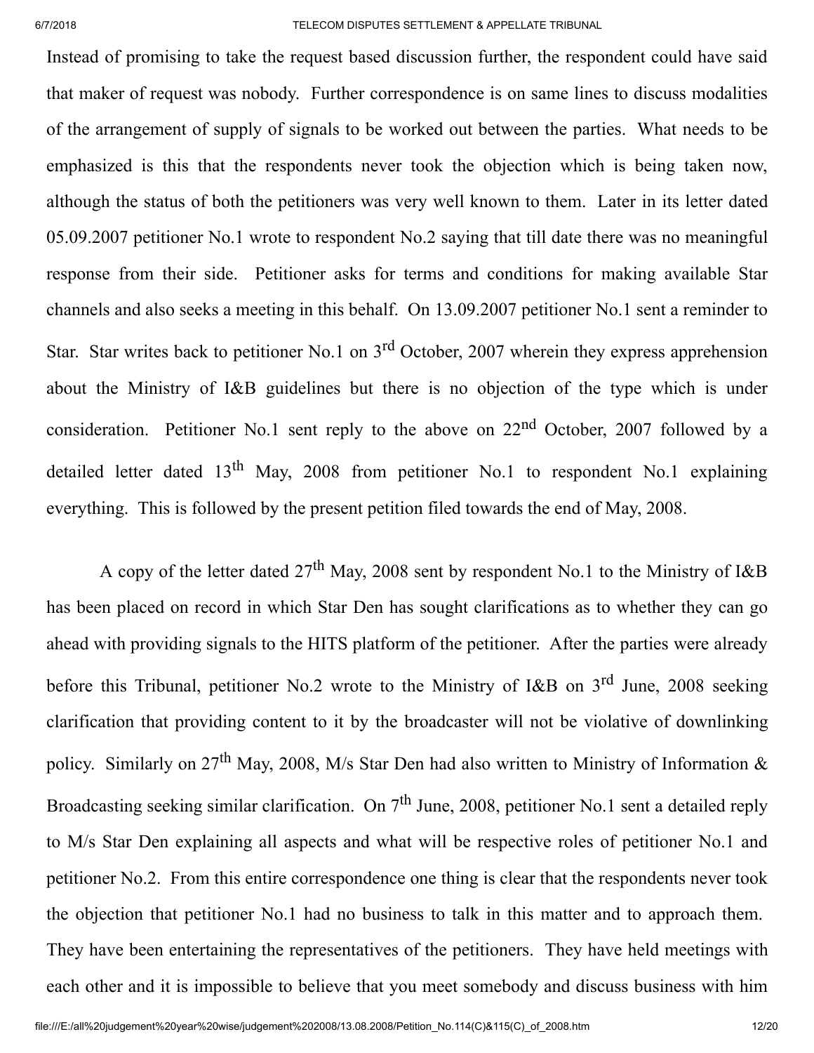Instead of promising to take the request based discussion further, the respondent could have said that maker of request was nobody. Further correspondence is on same lines to discuss modalities of the arrangement of supply of signals to be worked out between the parties. What needs to be emphasized is this that the respondents never took the objection which is being taken now, although the status of both the petitioners was very well known to them. Later in its letter dated 05.09.2007 petitioner No.1 wrote to respondent No.2 saying that till date there was no meaningful response from their side. Petitioner asks for terms and conditions for making available Star channels and also seeks a meeting in this behalf. On 13.09.2007 petitioner No.1 sent a reminder to Star. Star writes back to petitioner No.1 on 3rd October, 2007 wherein they express apprehension about the Ministry of I&B guidelines but there is no objection of the type which is under consideration. Petitioner No.1 sent reply to the above on 22nd October, 2007 followed by a detailed letter dated 13th May, 2008 from petitioner No.1 to respondent No.1 explaining everything. This is followed by the present petition filed towards the end of May, 2008.

A copy of the letter dated 27th May, 2008 sent by respondent No.1 to the Ministry of I&B has been placed on record in which Star Den has sought clarifications as to whether they can go ahead with providing signals to the HITS platform of the petitioner. After the parties were already before this Tribunal, petitioner No.2 wrote to the Ministry of I&B on 3rd June, 2008 seeking clarification that providing content to it by the broadcaster will not be violative of downlinking policy. Similarly on 27th May, 2008, M/s Star Den had also written to Ministry of Information & Broadcasting seeking similar clarification. On 7th June, 2008, petitioner No.1 sent a detailed reply to M/s Star Den explaining all aspects and what will be respective roles of petitioner No.1 and petitioner No.2. From this entire correspondence one thing is clear that the respondents never took the objection that petitioner No.1 had no business to talk in this matter and to approach them. They have been entertaining the representatives of the petitioners. They have held meetings with each other and it is impossible to believe that you meet somebody and discuss business with him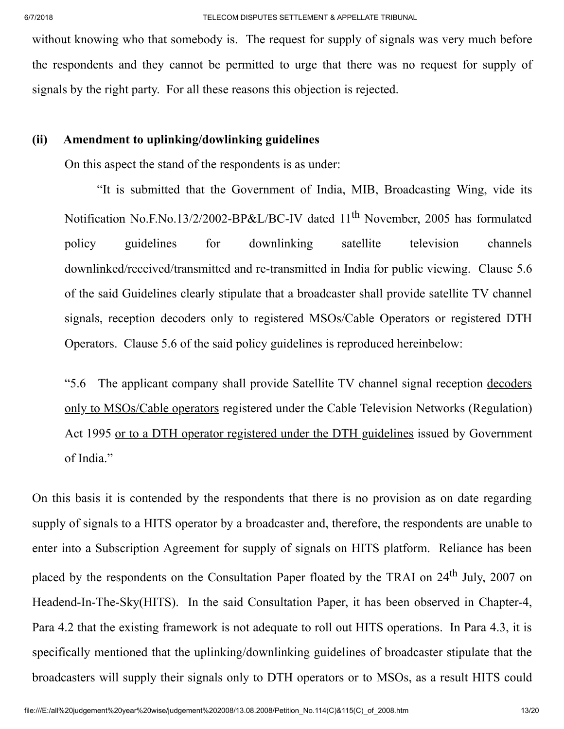without knowing who that somebody is. The request for supply of signals was very much before the respondents and they cannot be permitted to urge that there was no request for supply of signals by the right party. For all these reasons this objection is rejected.

**(ii) Amendment to uplinking/dowlinking guidelines**

On this aspect the stand of the respondents is as under:

> "It is submitted that the Government of India, MIB, Broadcasting Wing, vide its Notification No.F.No.13/2/2002-BP&L/BC-IV dated 11th November, 2005 has formulated policy guidelines for downlinking satellite television channels downlinked/received/transmitted and re-transmitted in India for public viewing. Clause 5.6 of the said Guidelines clearly stipulate that a broadcaster shall provide satellite TV channel signals, reception decoders only to registered MSOs/Cable Operators or registered DTH Operators. Clause 5.6 of the said policy guidelines is reproduced hereinbelow:
>
> "5.6 The applicant company shall provide Satellite TV channel signal reception <u>decoders only to MSOs/Cable operators</u> registered under the Cable Television Networks (Regulation) Act 1995 <u>or to a DTH operator registered under the DTH guidelines</u> issued by Government of India."

On this basis it is contended by the respondents that there is no provision as on date regarding supply of signals to a HITS operator by a broadcaster and, therefore, the respondents are unable to enter into a Subscription Agreement for supply of signals on HITS platform. Reliance has been placed by the respondents on the Consultation Paper floated by the TRAI on 24th July, 2007 on Headend-In-The-Sky(HITS). In the said Consultation Paper, it has been observed in Chapter-4, Para 4.2 that the existing framework is not adequate to roll out HITS operations. In Para 4.3, it is specifically mentioned that the uplinking/downlinking guidelines of broadcaster stipulate that the broadcasters will supply their signals only to DTH operators or to MSOs, as a result HITS could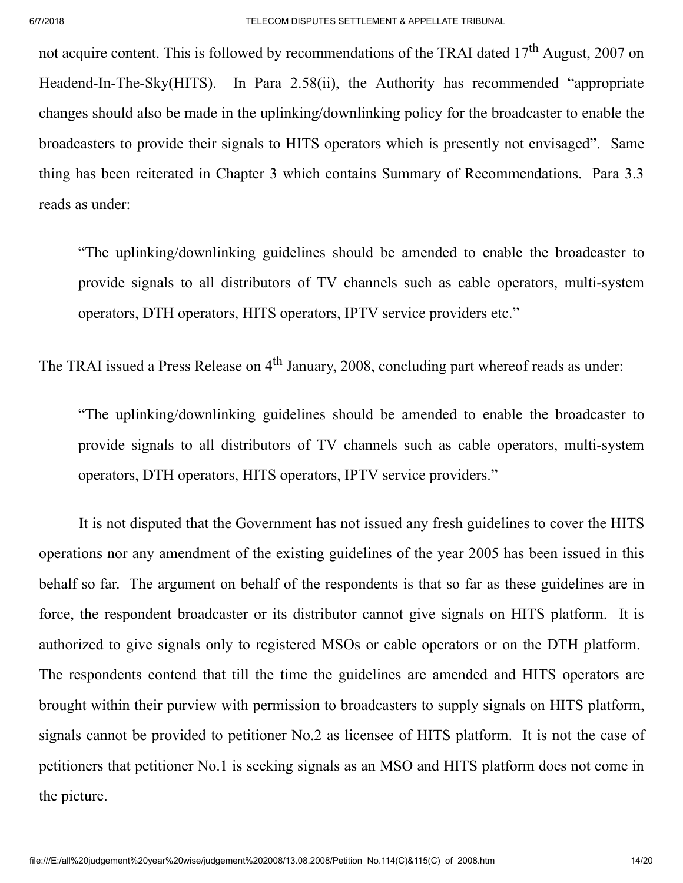not acquire content. This is followed by recommendations of the TRAI dated 17th August, 2007 on Headend-In-The-Sky(HITS). In Para 2.58(ii), the Authority has recommended "appropriate changes should also be made in the uplinking/downlinking policy for the broadcaster to enable the broadcasters to provide their signals to HITS operators which is presently not envisaged". Same thing has been reiterated in Chapter 3 which contains Summary of Recommendations. Para 3.3 reads as under:

> "The uplinking/downlinking guidelines should be amended to enable the broadcaster to provide signals to all distributors of TV channels such as cable operators, multi-system operators, DTH operators, HITS operators, IPTV service providers etc."

The TRAI issued a Press Release on 4th January, 2008, concluding part whereof reads as under:

> "The uplinking/downlinking guidelines should be amended to enable the broadcaster to provide signals to all distributors of TV channels such as cable operators, multi-system operators, DTH operators, HITS operators, IPTV service providers."

It is not disputed that the Government has not issued any fresh guidelines to cover the HITS operations nor any amendment of the existing guidelines of the year 2005 has been issued in this behalf so far. The argument on behalf of the respondents is that so far as these guidelines are in force, the respondent broadcaster or its distributor cannot give signals on HITS platform. It is authorized to give signals only to registered MSOs or cable operators or on the DTH platform. The respondents contend that till the time the guidelines are amended and HITS operators are brought within their purview with permission to broadcasters to supply signals on HITS platform, signals cannot be provided to petitioner No.2 as licensee of HITS platform. It is not the case of petitioners that petitioner No.1 is seeking signals as an MSO and HITS platform does not come in the picture.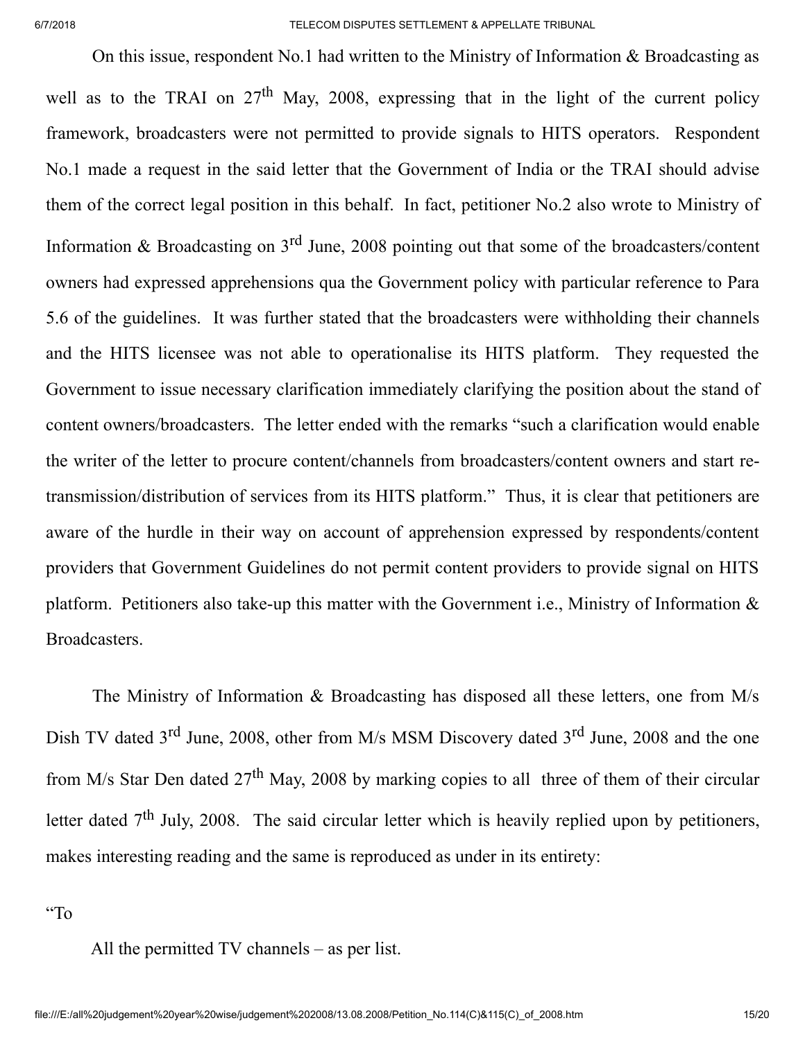On this issue, respondent No.1 had written to the Ministry of Information & Broadcasting as well as to the TRAI on 27th May, 2008, expressing that in the light of the current policy framework, broadcasters were not permitted to provide signals to HITS operators. Respondent No.1 made a request in the said letter that the Government of India or the TRAI should advise them of the correct legal position in this behalf. In fact, petitioner No.2 also wrote to Ministry of Information & Broadcasting on 3rd June, 2008 pointing out that some of the broadcasters/content owners had expressed apprehensions qua the Government policy with particular reference to Para 5.6 of the guidelines. It was further stated that the broadcasters were withholding their channels and the HITS licensee was not able to operationalise its HITS platform. They requested the Government to issue necessary clarification immediately clarifying the position about the stand of content owners/broadcasters. The letter ended with the remarks "such a clarification would enable the writer of the letter to procure content/channels from broadcasters/content owners and start re-transmission/distribution of services from its HITS platform." Thus, it is clear that petitioners are aware of the hurdle in their way on account of apprehension expressed by respondents/content providers that Government Guidelines do not permit content providers to provide signal on HITS platform. Petitioners also take-up this matter with the Government i.e., Ministry of Information & Broadcasters.

The Ministry of Information & Broadcasting has disposed all these letters, one from M/s Dish TV dated 3rd June, 2008, other from M/s MSM Discovery dated 3rd June, 2008 and the one from M/s Star Den dated 27th May, 2008 by marking copies to all three of them of their circular letter dated 7th July, 2008. The said circular letter which is heavily replied upon by petitioners, makes interesting reading and the same is reproduced as under in its entirety:

"To

All the permitted TV channels – as per list.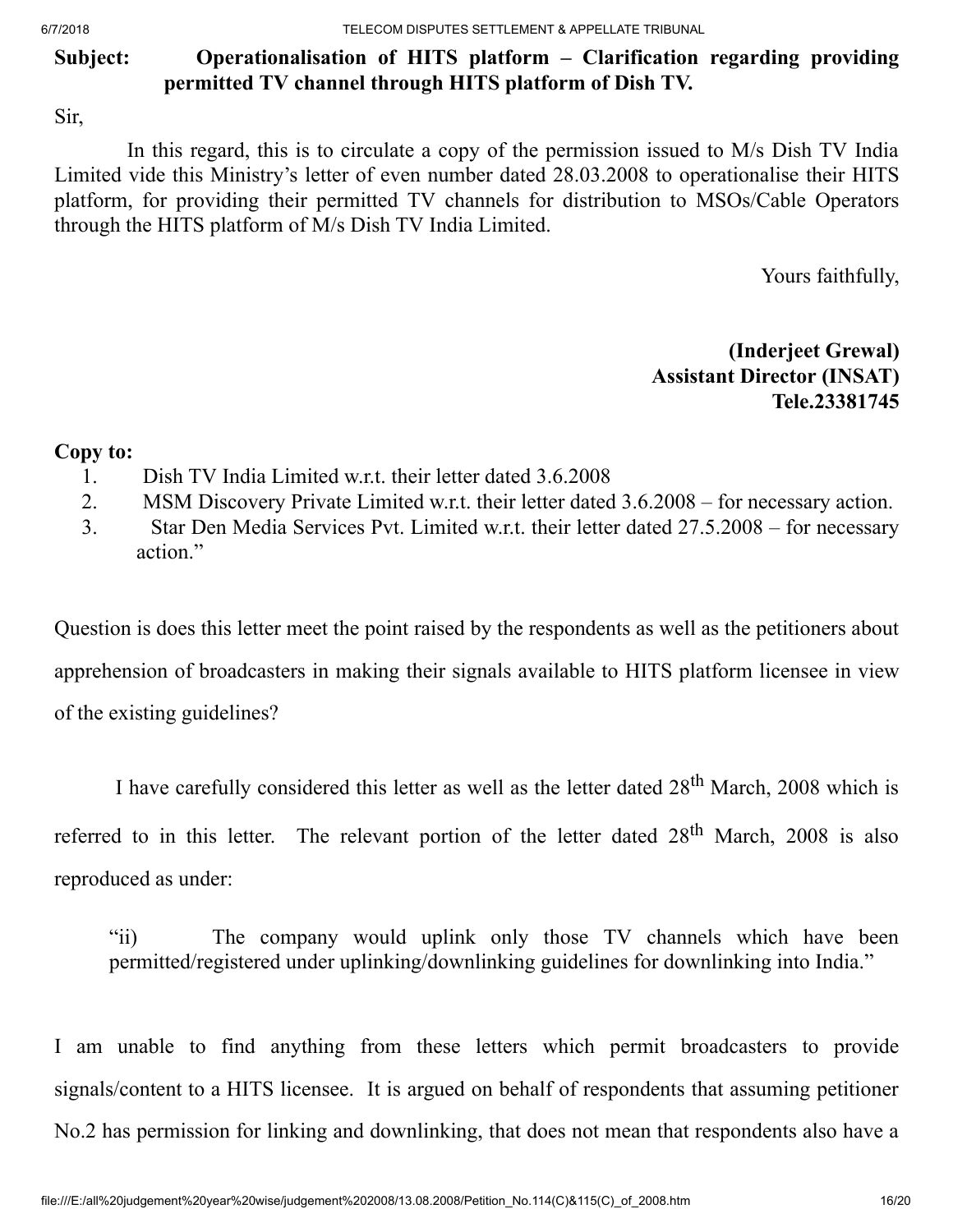**Subject: Operationalisation of HITS platform – Clarification regarding providing permitted TV channel through HITS platform of Dish TV.**

Sir,

In this regard, this is to circulate a copy of the permission issued to M/s Dish TV India Limited vide this Ministry's letter of even number dated 28.03.2008 to operationalise their HITS platform, for providing their permitted TV channels for distribution to MSOs/Cable Operators through the HITS platform of M/s Dish TV India Limited.

Yours faithfully,

**(Inderjeet Grewal)**
**Assistant Director (INSAT)**
**Tele.23381745**

**Copy to:**

1. Dish TV India Limited w.r.t. their letter dated 3.6.2008
2. MSM Discovery Private Limited w.r.t. their letter dated 3.6.2008 – for necessary action.
3. Star Den Media Services Pvt. Limited w.r.t. their letter dated 27.5.2008 – for necessary action."

Question is does this letter meet the point raised by the respondents as well as the petitioners about apprehension of broadcasters in making their signals available to HITS platform licensee in view of the existing guidelines?

I have carefully considered this letter as well as the letter dated 28th March, 2008 which is referred to in this letter. The relevant portion of the letter dated 28th March, 2008 is also reproduced as under:

> "ii) The company would uplink only those TV channels which have been permitted/registered under uplinking/downlinking guidelines for downlinking into India."

I am unable to find anything from these letters which permit broadcasters to provide signals/content to a HITS licensee. It is argued on behalf of respondents that assuming petitioner No.2 has permission for linking and downlinking, that does not mean that respondents also have a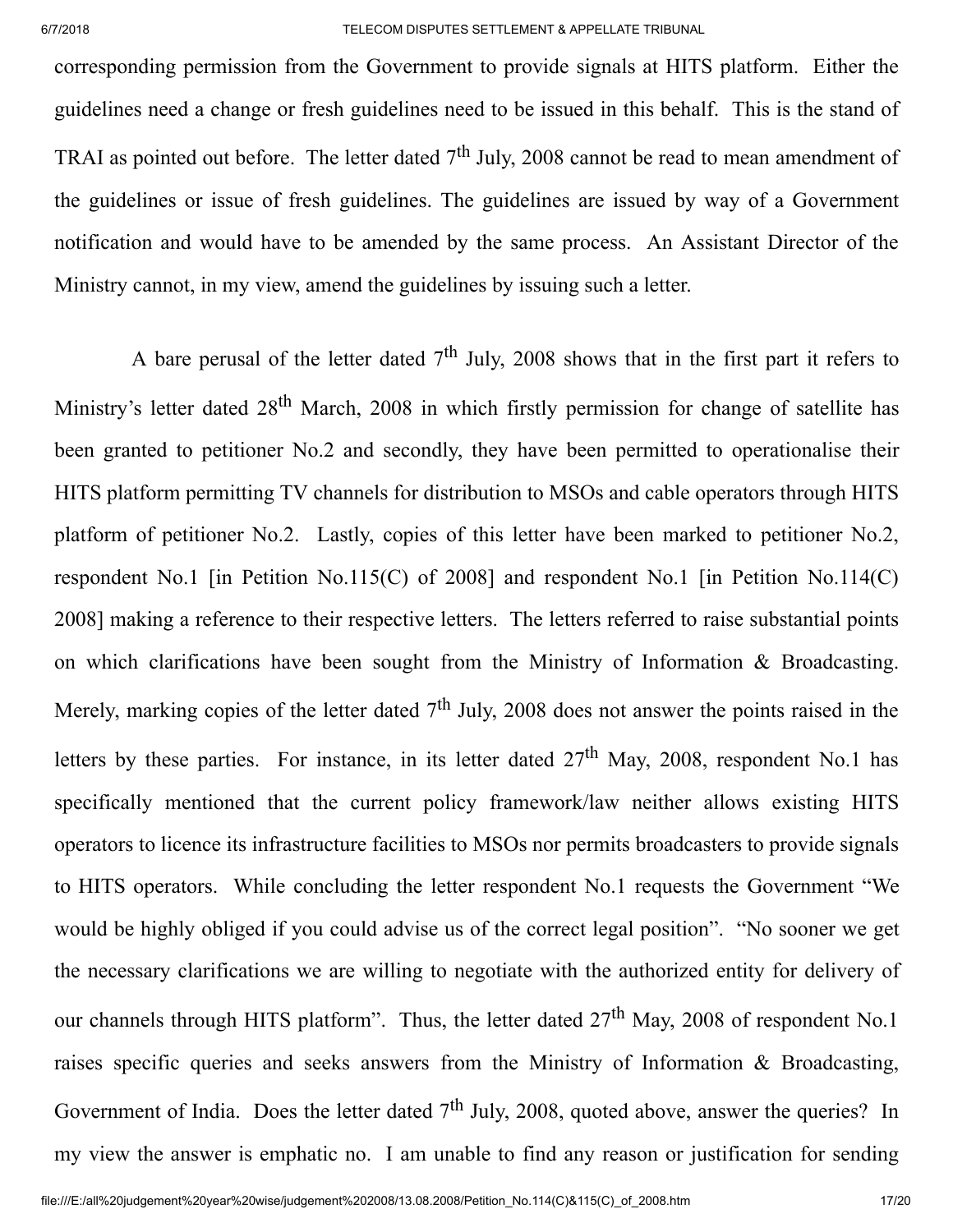corresponding permission from the Government to provide signals at HITS platform. Either the guidelines need a change or fresh guidelines need to be issued in this behalf. This is the stand of TRAI as pointed out before. The letter dated 7th July, 2008 cannot be read to mean amendment of the guidelines or issue of fresh guidelines. The guidelines are issued by way of a Government notification and would have to be amended by the same process. An Assistant Director of the Ministry cannot, in my view, amend the guidelines by issuing such a letter.

A bare perusal of the letter dated 7th July, 2008 shows that in the first part it refers to Ministry's letter dated 28th March, 2008 in which firstly permission for change of satellite has been granted to petitioner No.2 and secondly, they have been permitted to operationalise their HITS platform permitting TV channels for distribution to MSOs and cable operators through HITS platform of petitioner No.2. Lastly, copies of this letter have been marked to petitioner No.2, respondent No.1 [in Petition No.115(C) of 2008] and respondent No.1 [in Petition No.114(C) 2008] making a reference to their respective letters. The letters referred to raise substantial points on which clarifications have been sought from the Ministry of Information & Broadcasting. Merely, marking copies of the letter dated 7th July, 2008 does not answer the points raised in the letters by these parties. For instance, in its letter dated 27th May, 2008, respondent No.1 has specifically mentioned that the current policy framework/law neither allows existing HITS operators to licence its infrastructure facilities to MSOs nor permits broadcasters to provide signals to HITS operators. While concluding the letter respondent No.1 requests the Government "We would be highly obliged if you could advise us of the correct legal position". "No sooner we get the necessary clarifications we are willing to negotiate with the authorized entity for delivery of our channels through HITS platform". Thus, the letter dated 27th May, 2008 of respondent No.1 raises specific queries and seeks answers from the Ministry of Information & Broadcasting, Government of India. Does the letter dated 7th July, 2008, quoted above, answer the queries? In my view the answer is emphatic no. I am unable to find any reason or justification for sending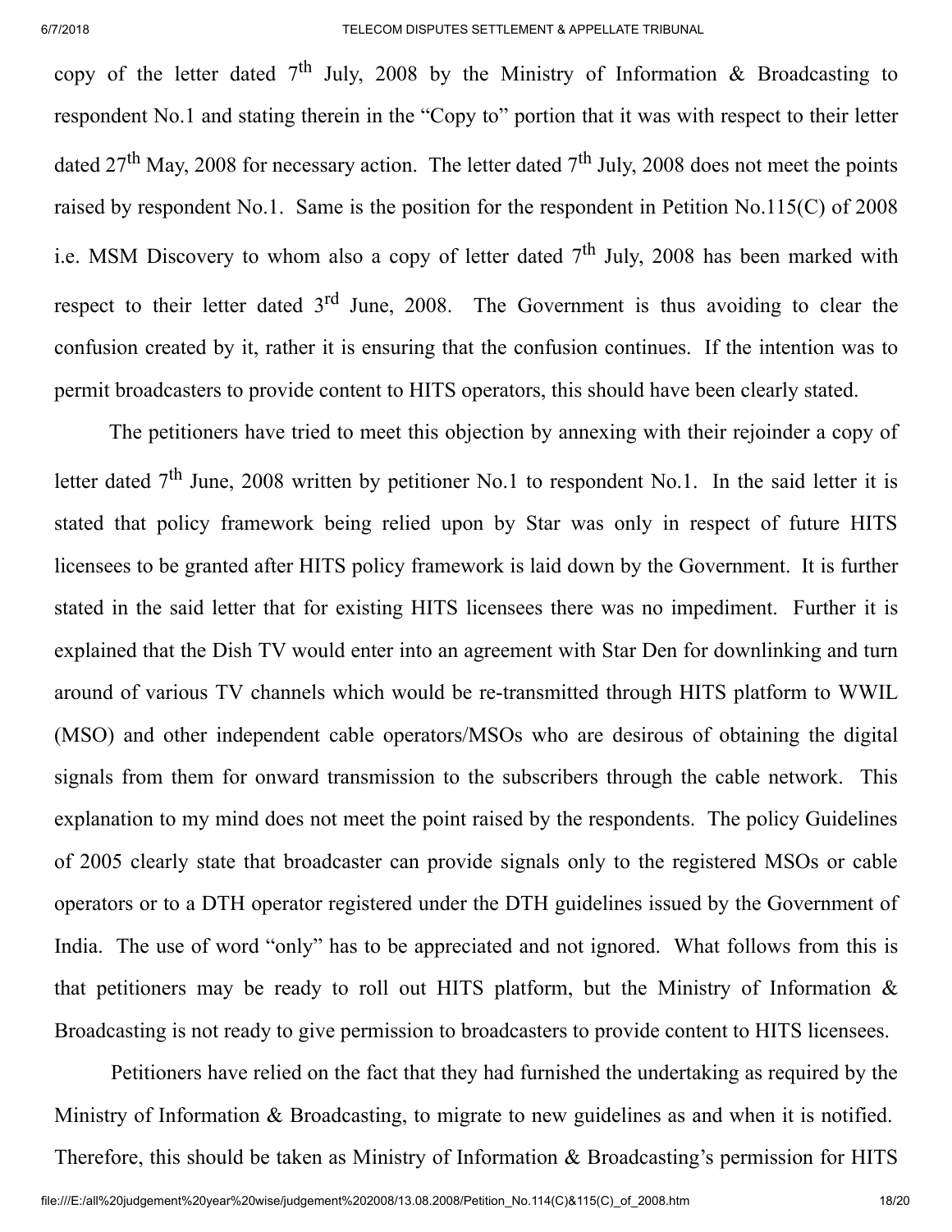copy of the letter dated 7th July, 2008 by the Ministry of Information & Broadcasting to respondent No.1 and stating therein in the "Copy to" portion that it was with respect to their letter dated 27th May, 2008 for necessary action. The letter dated 7th July, 2008 does not meet the points raised by respondent No.1. Same is the position for the respondent in Petition No.115(C) of 2008 i.e. MSM Discovery to whom also a copy of letter dated 7th July, 2008 has been marked with respect to their letter dated 3rd June, 2008. The Government is thus avoiding to clear the confusion created by it, rather it is ensuring that the confusion continues. If the intention was to permit broadcasters to provide content to HITS operators, this should have been clearly stated.

The petitioners have tried to meet this objection by annexing with their rejoinder a copy of letter dated 7th June, 2008 written by petitioner No.1 to respondent No.1. In the said letter it is stated that policy framework being relied upon by Star was only in respect of future HITS licensees to be granted after HITS policy framework is laid down by the Government. It is further stated in the said letter that for existing HITS licensees there was no impediment. Further it is explained that the Dish TV would enter into an agreement with Star Den for downlinking and turn around of various TV channels which would be re-transmitted through HITS platform to WWIL (MSO) and other independent cable operators/MSOs who are desirous of obtaining the digital signals from them for onward transmission to the subscribers through the cable network. This explanation to my mind does not meet the point raised by the respondents. The policy Guidelines of 2005 clearly state that broadcaster can provide signals only to the registered MSOs or cable operators or to a DTH operator registered under the DTH guidelines issued by the Government of India. The use of word "only" has to be appreciated and not ignored. What follows from this is that petitioners may be ready to roll out HITS platform, but the Ministry of Information & Broadcasting is not ready to give permission to broadcasters to provide content to HITS licensees.

Petitioners have relied on the fact that they had furnished the undertaking as required by the Ministry of Information & Broadcasting, to migrate to new guidelines as and when it is notified. Therefore, this should be taken as Ministry of Information & Broadcasting's permission for HITS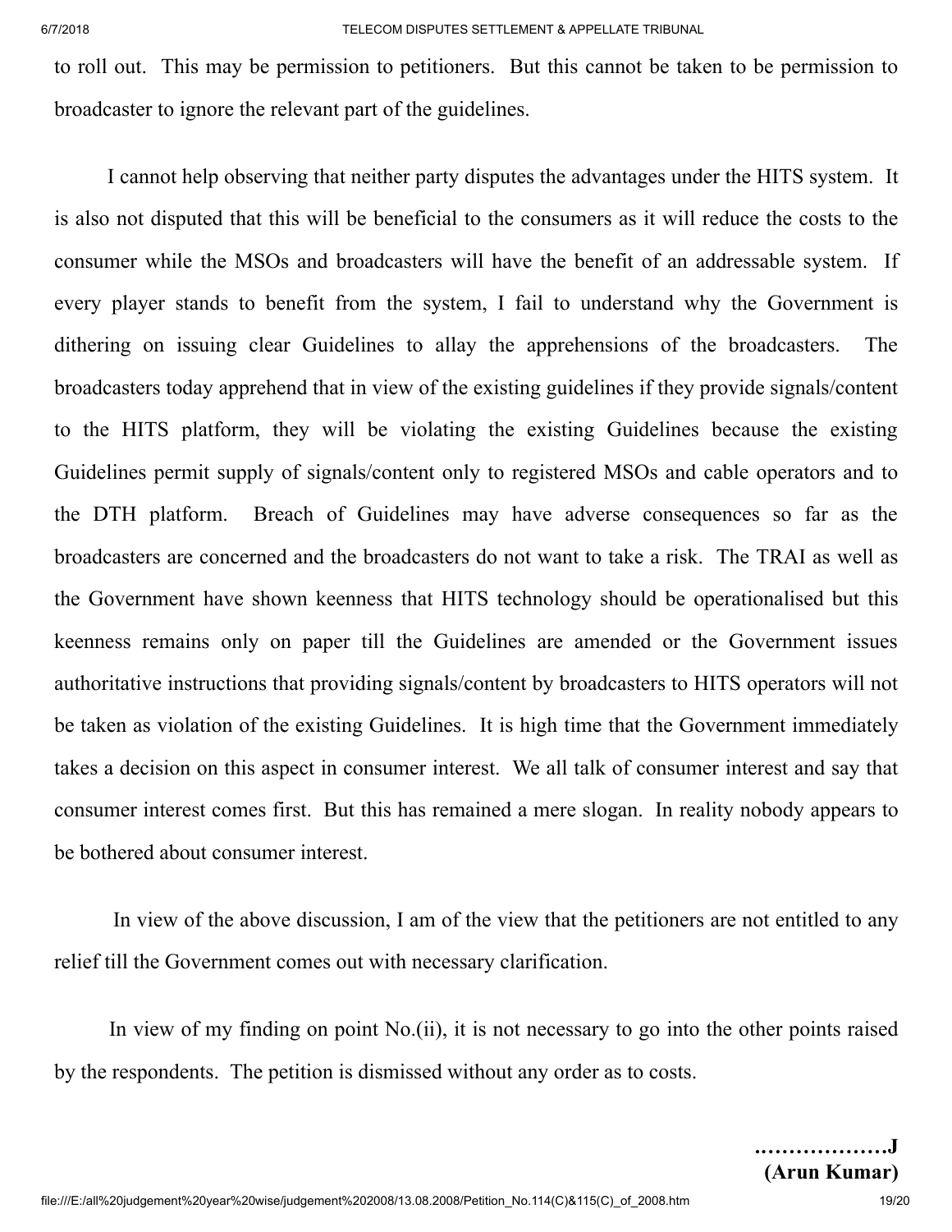to roll out. This may be permission to petitioners. But this cannot be taken to be permission to broadcaster to ignore the relevant part of the guidelines.

I cannot help observing that neither party disputes the advantages under the HITS system. It is also not disputed that this will be beneficial to the consumers as it will reduce the costs to the consumer while the MSOs and broadcasters will have the benefit of an addressable system. If every player stands to benefit from the system, I fail to understand why the Government is dithering on issuing clear Guidelines to allay the apprehensions of the broadcasters. The broadcasters today apprehend that in view of the existing guidelines if they provide signals/content to the HITS platform, they will be violating the existing Guidelines because the existing Guidelines permit supply of signals/content only to registered MSOs and cable operators and to the DTH platform. Breach of Guidelines may have adverse consequences so far as the broadcasters are concerned and the broadcasters do not want to take a risk. The TRAI as well as the Government have shown keenness that HITS technology should be operationalised but this keenness remains only on paper till the Guidelines are amended or the Government issues authoritative instructions that providing signals/content by broadcasters to HITS operators will not be taken as violation of the existing Guidelines. It is high time that the Government immediately takes a decision on this aspect in consumer interest. We all talk of consumer interest and say that consumer interest comes first. But this has remained a mere slogan. In reality nobody appears to be bothered about consumer interest.

In view of the above discussion, I am of the view that the petitioners are not entitled to any relief till the Government comes out with necessary clarification.

In view of my finding on point No.(ii), it is not necessary to go into the other points raised by the respondents. The petition is dismissed without any order as to costs.

**……………….J**
**(Arun Kumar)**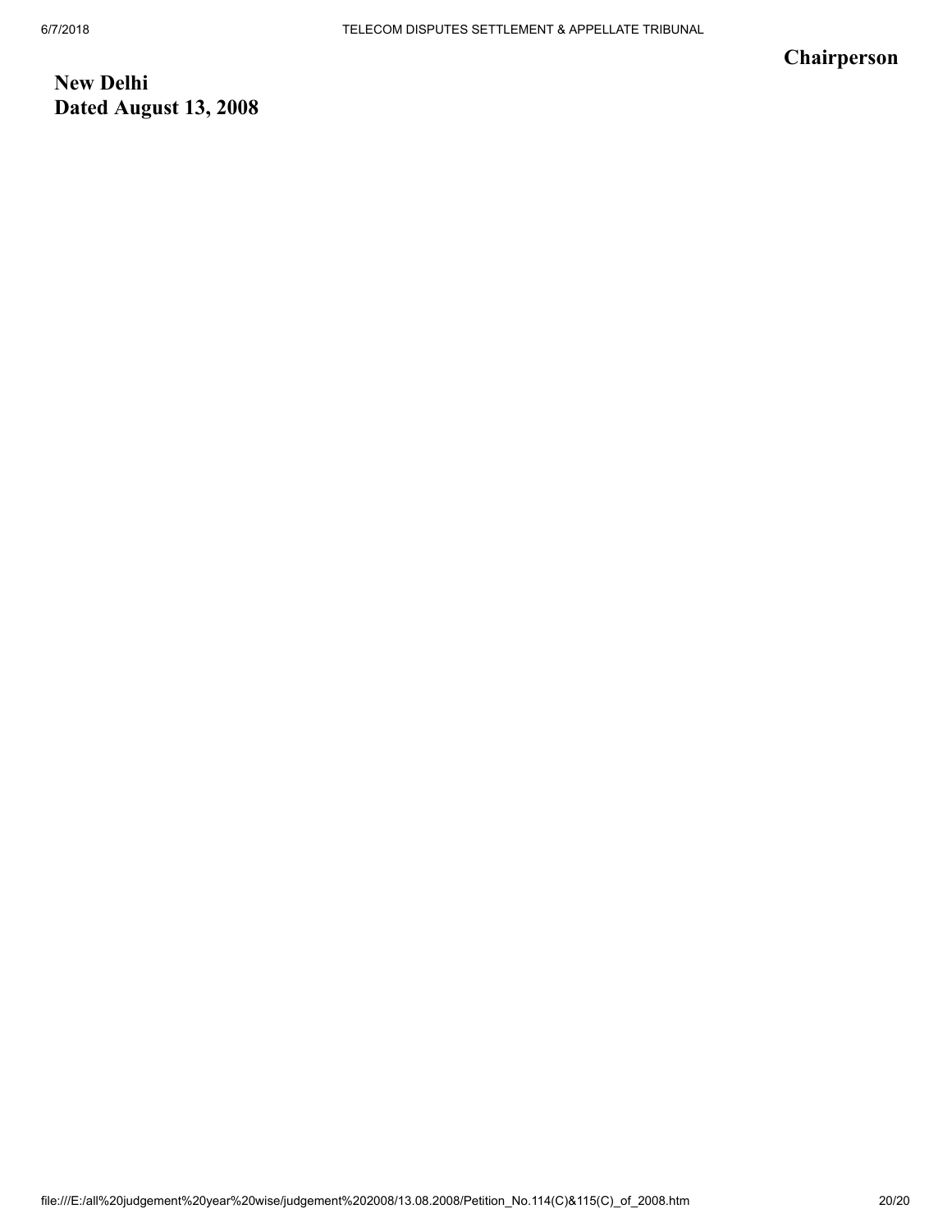**Chairperson**

**New Delhi**
**Dated August 13, 2008**